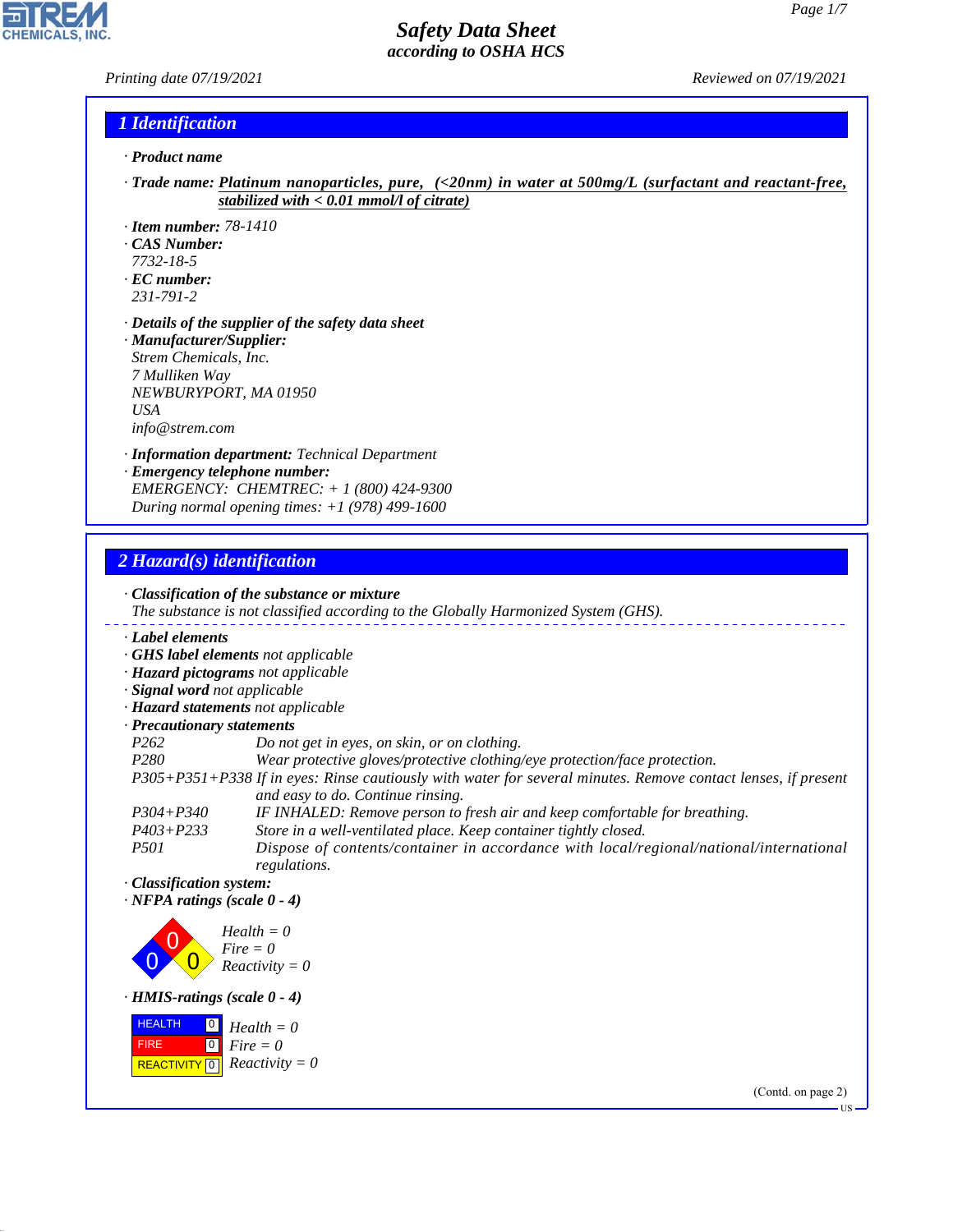# Safety Data Sheet
*according to OSHA HCS*

*Printing date 07/19/2021* | *Reviewed on 07/19/2021*

## 1 Identification

· **Product name**

· **Trade name:** Platinum nanoparticles, pure, (<20nm) in water at 500mg/L (surfactant and reactant-free, stabilized with < 0.01 mmol/l of citrate)

· **Item number:** 78-1410
· **CAS Number:**
7732-18-5
· **EC number:**
231-791-2

· **Details of the supplier of the safety data sheet**
· **Manufacturer/Supplier:**
Strem Chemicals, Inc.
7 Mulliken Way
NEWBURYPORT, MA 01950
USA
info@strem.com

· **Information department:** Technical Department
· **Emergency telephone number:**
EMERGENCY: CHEMTREC: + 1 (800) 424-9300
During normal opening times: +1 (978) 499-1600

## 2 Hazard(s) identification

· **Classification of the substance or mixture**
The substance is not classified according to the Globally Harmonized System (GHS).

· **Label elements**
· **GHS label elements** not applicable
· **Hazard pictograms** not applicable
· **Signal word** not applicable
· **Hazard statements** not applicable
· **Precautionary statements**

| | |
|---|---|
| P262 | Do not get in eyes, on skin, or on clothing. |
| P280 | Wear protective gloves/protective clothing/eye protection/face protection. |
| P305+P351+P338 | If in eyes: Rinse cautiously with water for several minutes. Remove contact lenses, if present and easy to do. Continue rinsing. |
| P304+P340 | IF INHALED: Remove person to fresh air and keep comfortable for breathing. |
| P403+P233 | Store in a well-ventilated place. Keep container tightly closed. |
| P501 | Dispose of contents/container in accordance with local/regional/national/international regulations. |

· **Classification system:**
· **NFPA ratings (scale 0 - 4)**

Health = 0
Fire = 0
Reactivity = 0

· **HMIS-ratings (scale 0 - 4)**

| | | |
|---|---|---|
| HEALTH | 0 | Health = 0 |
| FIRE | 0 | Fire = 0 |
| REACTIVITY | 0 | Reactivity = 0 |

(Contd. on page 2)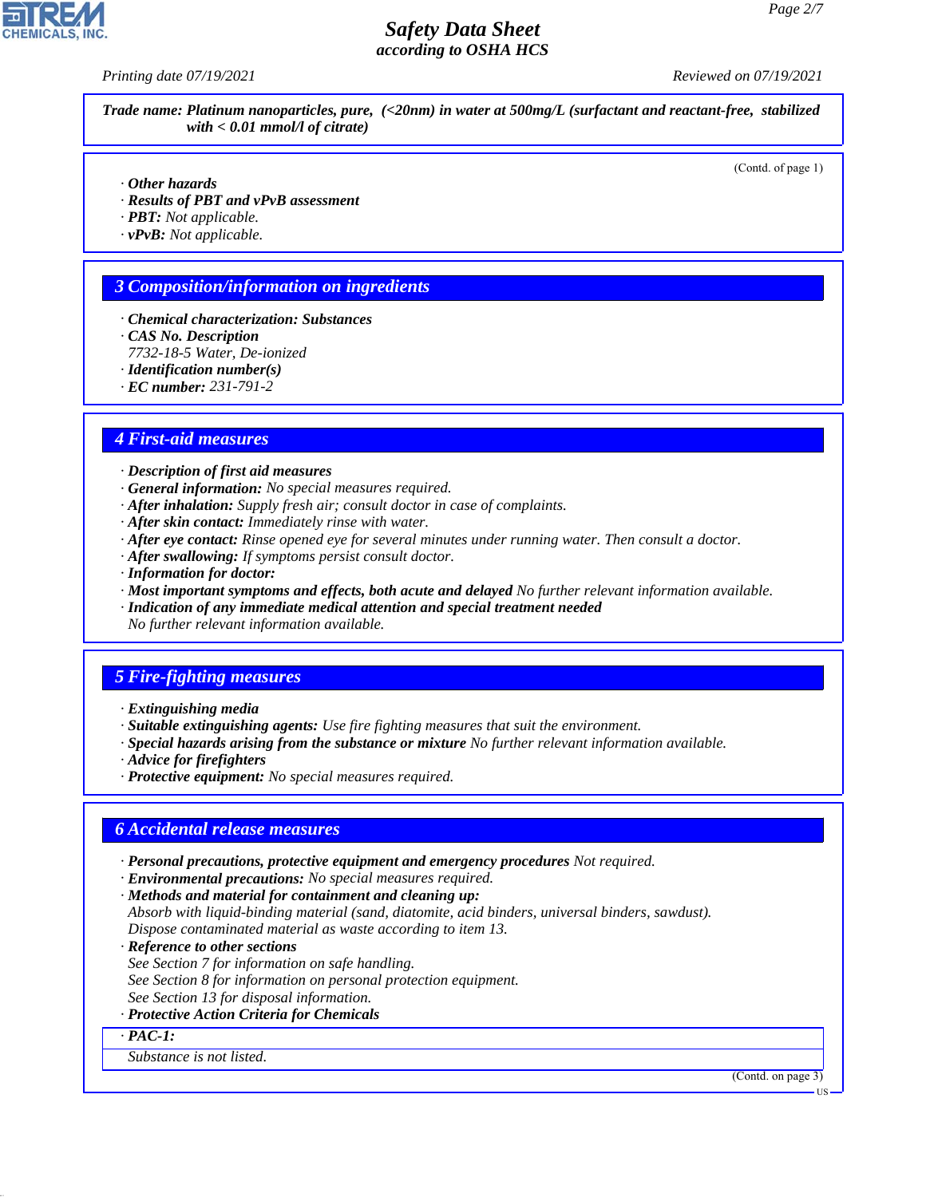**Trade name: Platinum nanoparticles, pure, (<20nm) in water at 500mg/L (surfactant and reactant-free, stabilized with < 0.01 mmol/l of citrate)**

(Contd. of page 1)

· **Other hazards**
· **Results of PBT and vPvB assessment**
· **PBT:** Not applicable.
· **vPvB:** Not applicable.

## 3 Composition/information on ingredients

· **Chemical characterization: Substances**
· **CAS No. Description**
7732-18-5 Water, De-ionized
· **Identification number(s)**
· **EC number:** 231-791-2

## 4 First-aid measures

· **Description of first aid measures**
· **General information:** No special measures required.
· **After inhalation:** Supply fresh air; consult doctor in case of complaints.
· **After skin contact:** Immediately rinse with water.
· **After eye contact:** Rinse opened eye for several minutes under running water. Then consult a doctor.
· **After swallowing:** If symptoms persist consult doctor.
· **Information for doctor:**
· **Most important symptoms and effects, both acute and delayed** No further relevant information available.
· **Indication of any immediate medical attention and special treatment needed**
No further relevant information available.

## 5 Fire-fighting measures

· **Extinguishing media**
· **Suitable extinguishing agents:** Use fire fighting measures that suit the environment.
· **Special hazards arising from the substance or mixture** No further relevant information available.
· **Advice for firefighters**
· **Protective equipment:** No special measures required.

## 6 Accidental release measures

· **Personal precautions, protective equipment and emergency procedures** Not required.
· **Environmental precautions:** No special measures required.
· **Methods and material for containment and cleaning up:**
Absorb with liquid-binding material (sand, diatomite, acid binders, universal binders, sawdust).
Dispose contaminated material as waste according to item 13.
· **Reference to other sections**
See Section 7 for information on safe handling.
See Section 8 for information on personal protection equipment.
See Section 13 for disposal information.
· **Protective Action Criteria for Chemicals**

· **PAC-1:**
Substance is not listed.

(Contd. on page 3)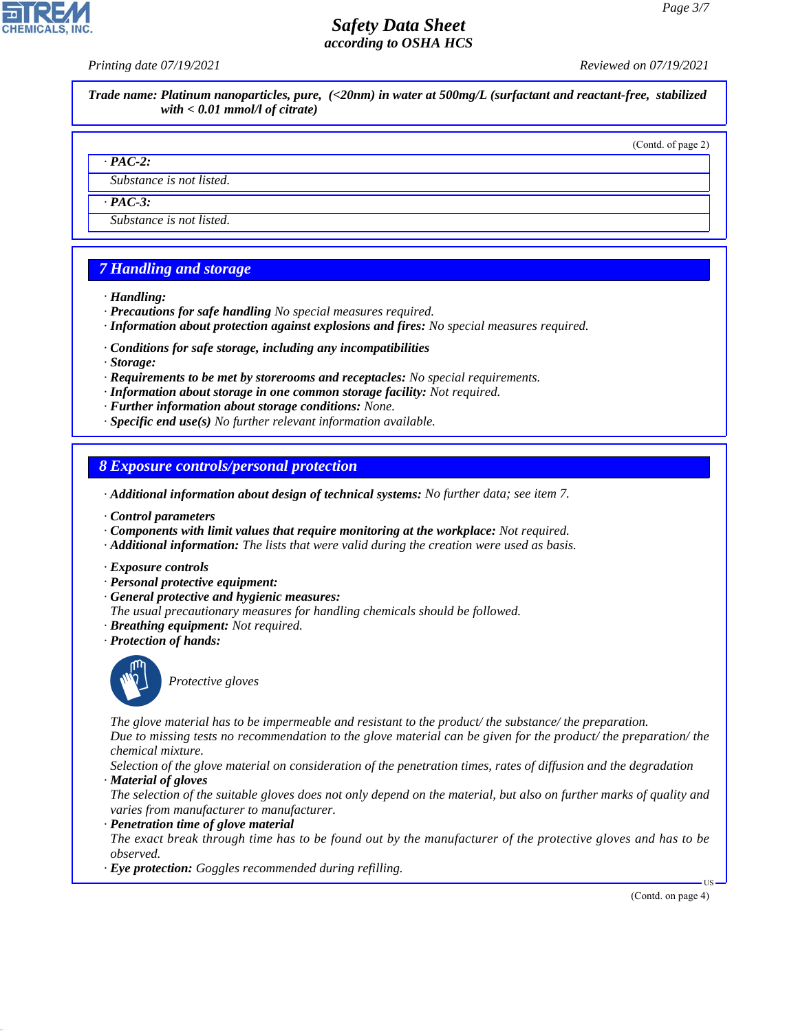**Trade name: Platinum nanoparticles, pure, (<20nm) in water at 500mg/L (surfactant and reactant-free, stabilized with < 0.01 mmol/l of citrate)**

(Contd. of page 2)

· **PAC-2:**

Substance is not listed.

· **PAC-3:**

Substance is not listed.

## 7 Handling and storage

· **Handling:**
· **Precautions for safe handling** No special measures required.
· **Information about protection against explosions and fires:** No special measures required.

· **Conditions for safe storage, including any incompatibilities**
· **Storage:**
· **Requirements to be met by storerooms and receptacles:** No special requirements.
· **Information about storage in one common storage facility:** Not required.
· **Further information about storage conditions:** None.
· **Specific end use(s)** No further relevant information available.

## 8 Exposure controls/personal protection

· **Additional information about design of technical systems:** No further data; see item 7.

· **Control parameters**
· **Components with limit values that require monitoring at the workplace:** Not required.
· **Additional information:** The lists that were valid during the creation were used as basis.

· **Exposure controls**
· **Personal protective equipment:**
· **General protective and hygienic measures:**
The usual precautionary measures for handling chemicals should be followed.
· **Breathing equipment:** Not required.
· **Protection of hands:**

Protective gloves

The glove material has to be impermeable and resistant to the product/ the substance/ the preparation.
Due to missing tests no recommendation to the glove material can be given for the product/ the preparation/ the chemical mixture.
Selection of the glove material on consideration of the penetration times, rates of diffusion and the degradation
· **Material of gloves**
The selection of the suitable gloves does not only depend on the material, but also on further marks of quality and varies from manufacturer to manufacturer.
· **Penetration time of glove material**
The exact break through time has to be found out by the manufacturer of the protective gloves and has to be observed.
· **Eye protection:** Goggles recommended during refilling.

(Contd. on page 4)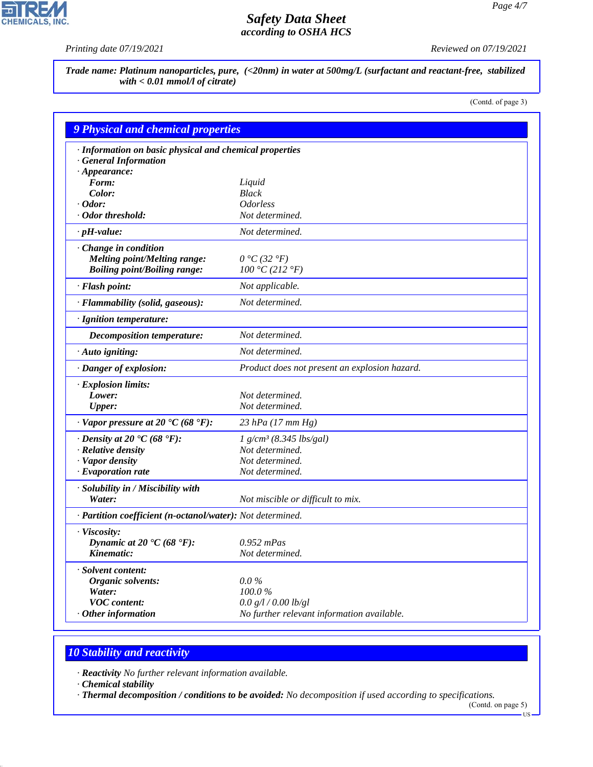**Trade name: Platinum nanoparticles, pure, (<20nm) in water at 500mg/L (surfactant and reactant-free, stabilized with < 0.01 mmol/l of citrate)**

(Contd. of page 3)

## 9 Physical and chemical properties

| | |
|---|---|
| **· Information on basic physical and chemical properties** | |
| **· General Information** | |
| **· Appearance:** | |
| **Form:** | Liquid |
| **Color:** | Black |
| **· Odor:** | Odorless |
| **· Odor threshold:** | Not determined. |
| **· pH-value:** | Not determined. |
| **· Change in condition** | |
| **Melting point/Melting range:** | 0 °C (32 °F) |
| **Boiling point/Boiling range:** | 100 °C (212 °F) |
| **· Flash point:** | Not applicable. |
| **· Flammability (solid, gaseous):** | Not determined. |
| **· Ignition temperature:** | |
| **Decomposition temperature:** | Not determined. |
| **· Auto igniting:** | Not determined. |
| **· Danger of explosion:** | Product does not present an explosion hazard. |
| **· Explosion limits:** | |
| **Lower:** | Not determined. |
| **Upper:** | Not determined. |
| **· Vapor pressure at 20 °C (68 °F):** | 23 hPa (17 mm Hg) |
| **· Density at 20 °C (68 °F):** | 1 g/cm³ (8.345 lbs/gal) |
| **· Relative density** | Not determined. |
| **· Vapor density** | Not determined. |
| **· Evaporation rate** | Not determined. |
| **· Solubility in / Miscibility with** | |
| **Water:** | Not miscible or difficult to mix. |
| **· Partition coefficient (n-octanol/water):** | Not determined. |
| **· Viscosity:** | |
| **Dynamic at 20 °C (68 °F):** | 0.952 mPas |
| **Kinematic:** | Not determined. |
| **· Solvent content:** | |
| **Organic solvents:** | 0.0 % |
| **Water:** | 100.0 % |
| **VOC content:** | 0.0 g/l / 0.00 lb/gl |
| **· Other information** | No further relevant information available. |

## 10 Stability and reactivity

· **Reactivity** No further relevant information available.

· **Chemical stability**

· **Thermal decomposition / conditions to be avoided:** No decomposition if used according to specifications.

(Contd. on page 5)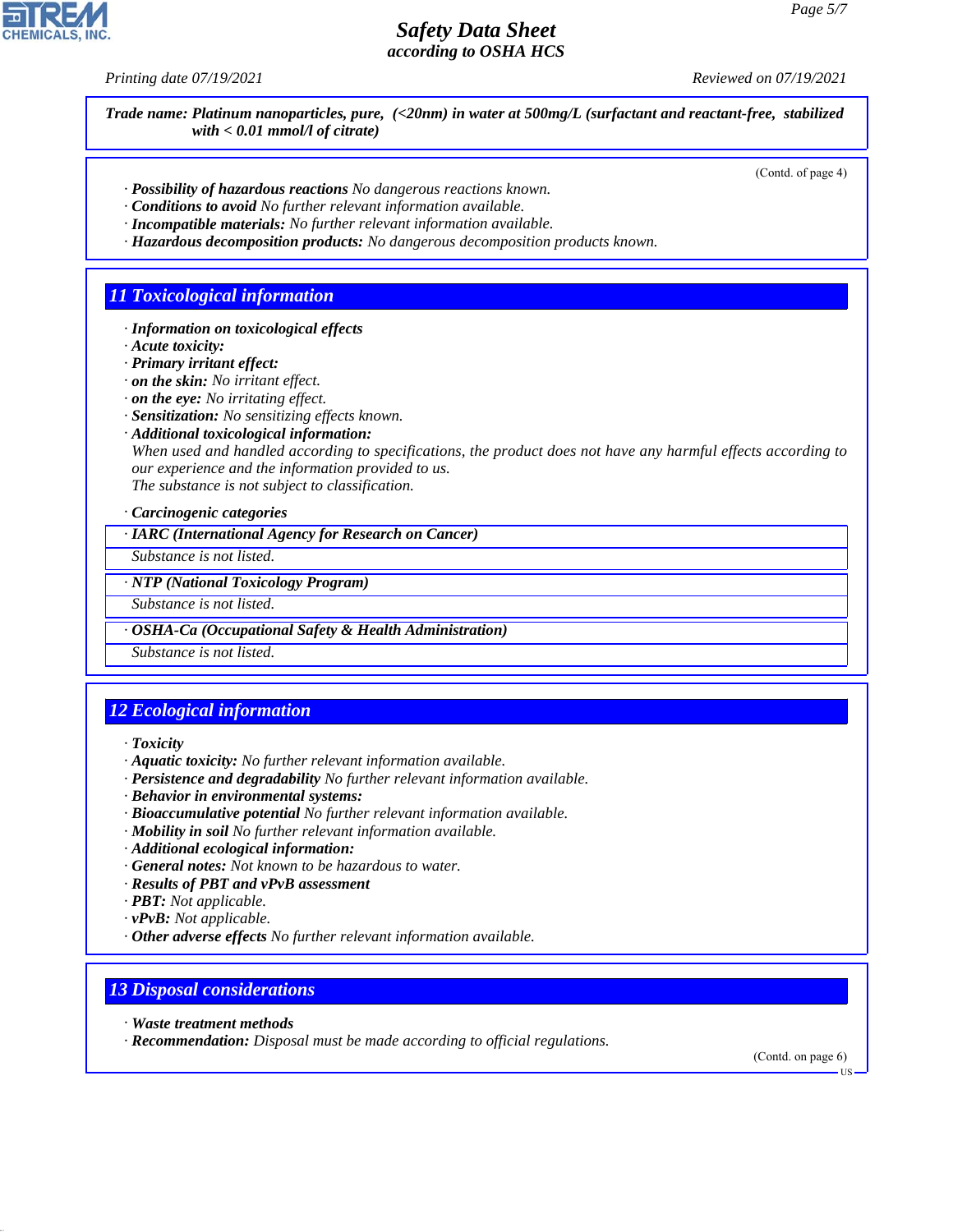**Trade name: Platinum nanoparticles, pure, (<20nm) in water at 500mg/L (surfactant and reactant-free, stabilized with < 0.01 mmol/l of citrate)**

(Contd. of page 4)

· **Possibility of hazardous reactions** No dangerous reactions known.
· **Conditions to avoid** No further relevant information available.
· **Incompatible materials:** No further relevant information available.
· **Hazardous decomposition products:** No dangerous decomposition products known.

## 11 Toxicological information

· **Information on toxicological effects**
· **Acute toxicity:**
· **Primary irritant effect:**
· **on the skin:** No irritant effect.
· **on the eye:** No irritating effect.
· **Sensitization:** No sensitizing effects known.
· **Additional toxicological information:**
When used and handled according to specifications, the product does not have any harmful effects according to our experience and the information provided to us.
The substance is not subject to classification.

· **Carcinogenic categories**

· **IARC (International Agency for Research on Cancer)**
Substance is not listed.

· **NTP (National Toxicology Program)**
Substance is not listed.

· **OSHA-Ca (Occupational Safety & Health Administration)**
Substance is not listed.

## 12 Ecological information

· **Toxicity**
· **Aquatic toxicity:** No further relevant information available.
· **Persistence and degradability** No further relevant information available.
· **Behavior in environmental systems:**
· **Bioaccumulative potential** No further relevant information available.
· **Mobility in soil** No further relevant information available.
· **Additional ecological information:**
· **General notes:** Not known to be hazardous to water.
· **Results of PBT and vPvB assessment**
· **PBT:** Not applicable.
· **vPvB:** Not applicable.
· **Other adverse effects** No further relevant information available.

## 13 Disposal considerations

· **Waste treatment methods**
· **Recommendation:** Disposal must be made according to official regulations.

(Contd. on page 6)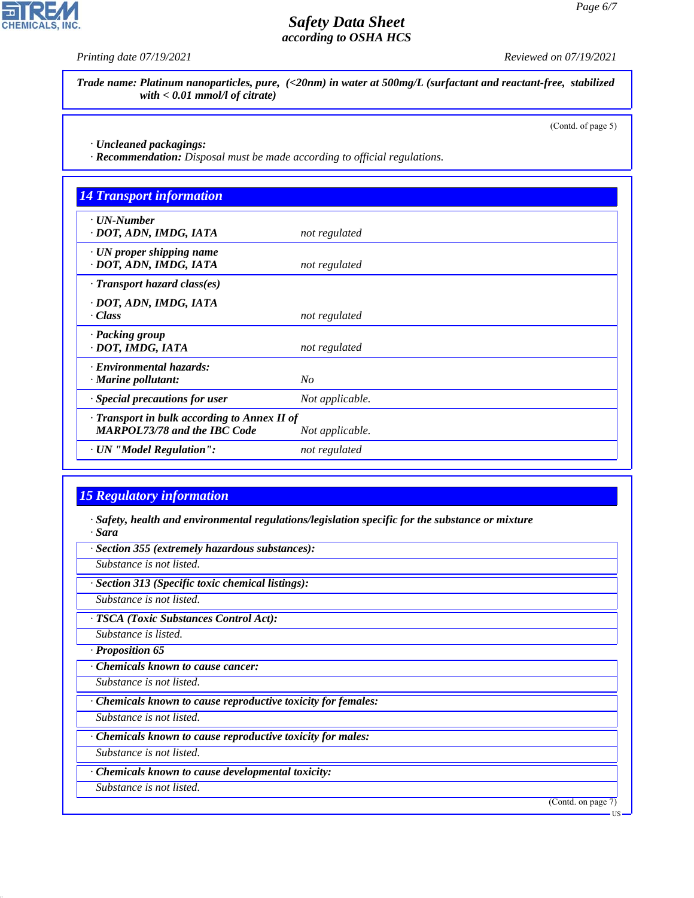**Trade name: Platinum nanoparticles, pure, (<20nm) in water at 500mg/L (surfactant and reactant-free, stabilized with < 0.01 mmol/l of citrate)**

(Contd. of page 5)

· **Uncleaned packagings:**
· **Recommendation:** Disposal must be made according to official regulations.

## 14 Transport information

| | |
|---|---|
| · **UN-Number**<br>· **DOT, ADN, IMDG, IATA** | not regulated |
| · **UN proper shipping name**<br>· **DOT, ADN, IMDG, IATA** | not regulated |
| · **Transport hazard class(es)**<br>· **DOT, ADN, IMDG, IATA**<br>· **Class** | not regulated |
| · **Packing group**<br>· **DOT, IMDG, IATA** | not regulated |
| · **Environmental hazards:**<br>· **Marine pollutant:** | No |
| · **Special precautions for user** | Not applicable. |
| · **Transport in bulk according to Annex II of MARPOL73/78 and the IBC Code** | Not applicable. |
| · **UN "Model Regulation":** | not regulated |

## 15 Regulatory information

· **Safety, health and environmental regulations/legislation specific for the substance or mixture**
· **Sara**

· **Section 355 (extremely hazardous substances):**
Substance is not listed.

· **Section 313 (Specific toxic chemical listings):**
Substance is not listed.

· **TSCA (Toxic Substances Control Act):**
Substance is listed.

· **Proposition 65**

· **Chemicals known to cause cancer:**
Substance is not listed.

· **Chemicals known to cause reproductive toxicity for females:**
Substance is not listed.

· **Chemicals known to cause reproductive toxicity for males:**
Substance is not listed.

· **Chemicals known to cause developmental toxicity:**
Substance is not listed.

(Contd. on page 7)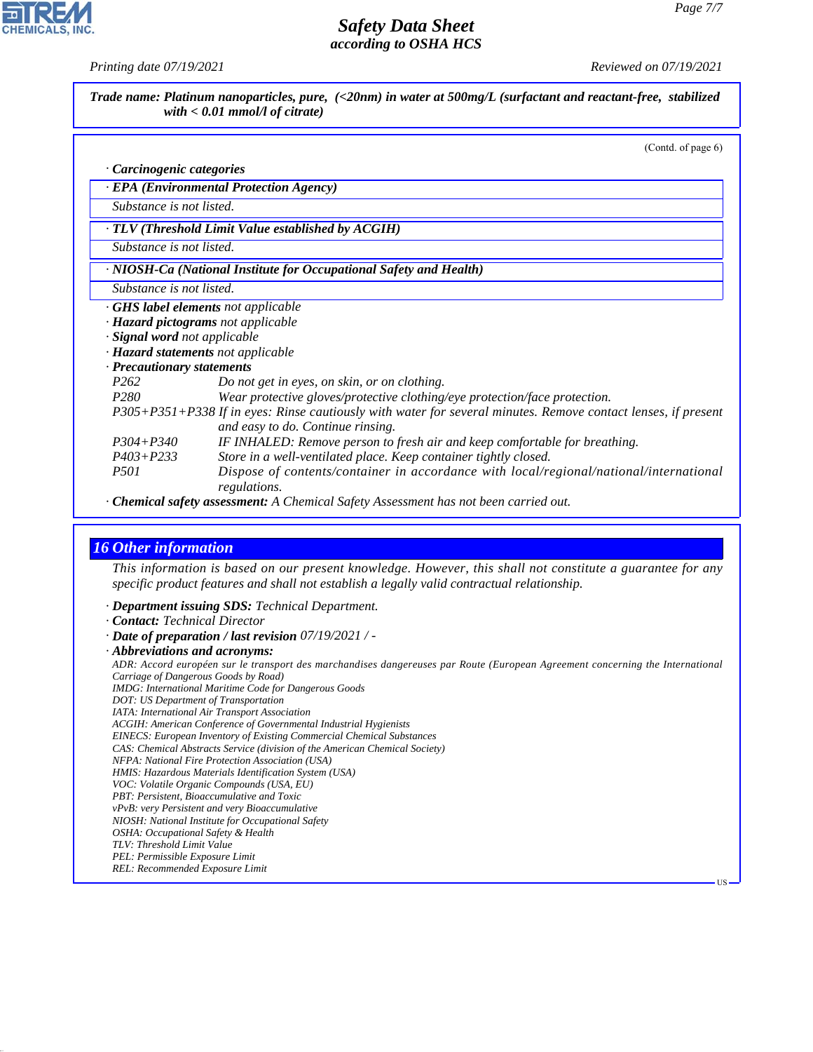**Trade name: Platinum nanoparticles, pure, (<20nm) in water at 500mg/L (surfactant and reactant-free, stabilized with < 0.01 mmol/l of citrate)**

(Contd. of page 6)

· **Carcinogenic categories**

· **EPA (Environmental Protection Agency)**

Substance is not listed.

· **TLV (Threshold Limit Value established by ACGIH)**

Substance is not listed.

· **NIOSH-Ca (National Institute for Occupational Safety and Health)**

Substance is not listed.

· **GHS label elements** not applicable
· **Hazard pictograms** not applicable
· **Signal word** not applicable
· **Hazard statements** not applicable
· **Precautionary statements**

| | |
|---|---|
| P262 | Do not get in eyes, on skin, or on clothing. |
| P280 | Wear protective gloves/protective clothing/eye protection/face protection. |
| P305+P351+P338 | If in eyes: Rinse cautiously with water for several minutes. Remove contact lenses, if present and easy to do. Continue rinsing. |
| P304+P340 | IF INHALED: Remove person to fresh air and keep comfortable for breathing. |
| P403+P233 | Store in a well-ventilated place. Keep container tightly closed. |
| P501 | Dispose of contents/container in accordance with local/regional/national/international regulations. |

· **Chemical safety assessment:** A Chemical Safety Assessment has not been carried out.

## 16 Other information

This information is based on our present knowledge. However, this shall not constitute a guarantee for any specific product features and shall not establish a legally valid contractual relationship.

· **Department issuing SDS:** Technical Department.
· **Contact:** Technical Director
· **Date of preparation / last revision** 07/19/2021 / -
· **Abbreviations and acronyms:**

ADR: Accord européen sur le transport des marchandises dangereuses par Route (European Agreement concerning the International Carriage of Dangerous Goods by Road)
IMDG: International Maritime Code for Dangerous Goods
DOT: US Department of Transportation
IATA: International Air Transport Association
ACGIH: American Conference of Governmental Industrial Hygienists
EINECS: European Inventory of Existing Commercial Chemical Substances
CAS: Chemical Abstracts Service (division of the American Chemical Society)
NFPA: National Fire Protection Association (USA)
HMIS: Hazardous Materials Identification System (USA)
VOC: Volatile Organic Compounds (USA, EU)
PBT: Persistent, Bioaccumulative and Toxic
vPvB: very Persistent and very Bioaccumulative
NIOSH: National Institute for Occupational Safety
OSHA: Occupational Safety & Health
TLV: Threshold Limit Value
PEL: Permissible Exposure Limit
REL: Recommended Exposure Limit